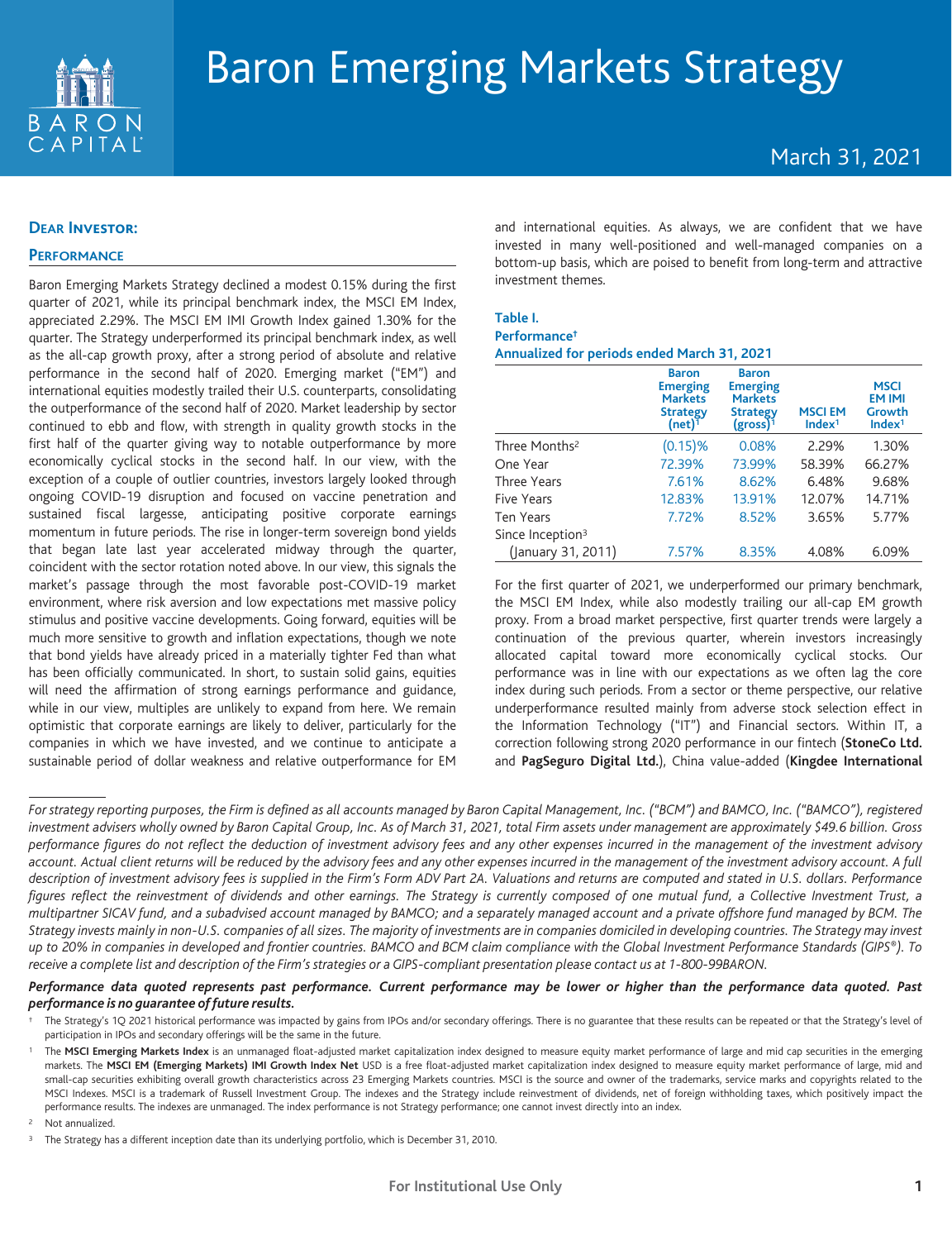# Baron Emerging Markets Strategy

March 31, 2021

## Dear Investor:

### Performance

Baron Emerging Markets Strategy declined a modest 0.15% during the first quarter of 2021, while its principal benchmark index, the MSCI EM Index, appreciated 2.29%. The MSCI EM IMI Growth Index gained 1.30% for the quarter. The Strategy underperformed its principal benchmark index, as well as the all-cap growth proxy, after a strong period of absolute and relative performance in the second half of 2020. Emerging market ("EM") and international equities modestly trailed their U.S. counterparts, consolidating the outperformance of the second half of 2020. Market leadership by sector continued to ebb and flow, with strength in quality growth stocks in the first half of the quarter giving way to notable outperformance by more economically cyclical stocks in the second half. In our view, with the exception of a couple of outlier countries, investors largely looked through ongoing COVID-19 disruption and focused on vaccine penetration and sustained fiscal largesse, anticipating positive corporate earnings momentum in future periods. The rise in longer-term sovereign bond yields that began late last year accelerated midway through the quarter, coincident with the sector rotation noted above. In our view, this signals the market's passage through the most favorable post-COVID-19 market environment, where risk aversion and low expectations met massive policy stimulus and positive vaccine developments. Going forward, equities will be much more sensitive to growth and inflation expectations, though we note that bond yields have already priced in a materially tighter Fed than what has been officially communicated. In short, to sustain solid gains, equities will need the affirmation of strong earnings performance and guidance, while in our view, multiples are unlikely to expand from here. We remain optimistic that corporate earnings are likely to deliver, particularly for the companies in which we have invested, and we continue to anticipate a sustainable period of dollar weakness and relative outperformance for EM and international equities. As always, we are confident that we have invested in many well-positioned and well-managed companies on a bottom-up basis, which are poised to benefit from long-term and attractive investment themes.

**Table I.**
**Performance†**
**Annualized for periods ended March 31, 2021**

| | Baron Emerging Markets Strategy (net)[1] | Baron Emerging Markets Strategy (gross)[1] | MSCI EM Index[1] | MSCI EM IMI Growth Index[1] |
|---|---|---|---|---|
| Three Months[2] | (0.15)% | 0.08% | 2.29% | 1.30% |
| One Year | 72.39% | 73.99% | 58.39% | 66.27% |
| Three Years | 7.61% | 8.62% | 6.48% | 9.68% |
| Five Years | 12.83% | 13.91% | 12.07% | 14.71% |
| Ten Years | 7.72% | 8.52% | 3.65% | 5.77% |
| Since Inception[3] (January 31, 2011) | 7.57% | 8.35% | 4.08% | 6.09% |

For the first quarter of 2021, we underperformed our primary benchmark, the MSCI EM Index, while also modestly trailing our all-cap EM growth proxy. From a broad market perspective, first quarter trends were largely a continuation of the previous quarter, wherein investors increasingly allocated capital toward more economically cyclical stocks. Our performance was in line with our expectations as we often lag the core index during such periods. From a sector or theme perspective, our relative underperformance resulted mainly from adverse stock selection effect in the Information Technology ("IT") and Financial sectors. Within IT, a correction following strong 2020 performance in our fintech (**StoneCo Ltd.** and **PagSeguro Digital Ltd.**), China value-added (**Kingdee International**

*For strategy reporting purposes, the Firm is defined as all accounts managed by Baron Capital Management, Inc. ("BCM") and BAMCO, Inc. ("BAMCO"), registered investment advisers wholly owned by Baron Capital Group, Inc. As of March 31, 2021, total Firm assets under management are approximately $49.6 billion. Gross performance figures do not reflect the deduction of investment advisory fees and any other expenses incurred in the management of the investment advisory account. Actual client returns will be reduced by the advisory fees and any other expenses incurred in the management of the investment advisory account. A full description of investment advisory fees is supplied in the Firm's Form ADV Part 2A. Valuations and returns are computed and stated in U.S. dollars. Performance figures reflect the reinvestment of dividends and other earnings. The Strategy is currently composed of one mutual fund, a Collective Investment Trust, a multipartner SICAV fund, and a subadvised account managed by BAMCO; and a separately managed account and a private offshore fund managed by BCM. The Strategy invests mainly in non-U.S. companies of all sizes. The majority of investments are in companies domiciled in developing countries. The Strategy may invest up to 20% in companies in developed and frontier countries. BAMCO and BCM claim compliance with the Global Investment Performance Standards (GIPS®). To receive a complete list and description of the Firm's strategies or a GIPS-compliant presentation please contact us at 1-800-99BARON.*

***Performance data quoted represents past performance. Current performance may be lower or higher than the performance data quoted. Past performance is no guarantee of future results.***

† The Strategy's 1Q 2021 historical performance was impacted by gains from IPOs and/or secondary offerings. There is no guarantee that these results can be repeated or that the Strategy's level of participation in IPOs and secondary offerings will be the same in the future.

[1] The **MSCI Emerging Markets Index** is an unmanaged float-adjusted market capitalization index designed to measure equity market performance of large and mid cap securities in the emerging markets. The **MSCI EM (Emerging Markets) IMI Growth Index Net** USD is a free float-adjusted market capitalization index designed to measure equity market performance of large, mid and small-cap securities exhibiting overall growth characteristics across 23 Emerging Markets countries. MSCI is the source and owner of the trademarks, service marks and copyrights related to the MSCI Indexes. MSCI is a trademark of Russell Investment Group. The indexes and the Strategy include reinvestment of dividends, net of foreign withholding taxes, which positively impact the performance results. The indexes are unmanaged. The index performance is not Strategy performance; one cannot invest directly into an index.

[2] Not annualized.

[3] The Strategy has a different inception date than its underlying portfolio, which is December 31, 2010.

For Institutional Use Only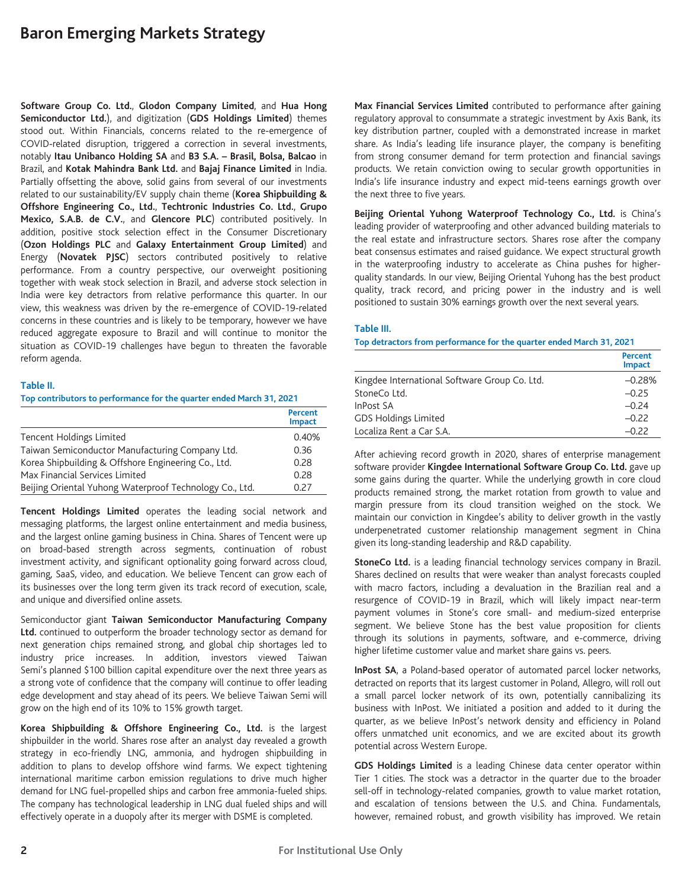Software Group Co. Ltd.**, **Glodon Company Limited**, and **Hua Hong Semiconductor Ltd.**), and digitization (**GDS Holdings Limited**) themes stood out. Within Financials, concerns related to the re-emergence of COVID-related disruption, triggered a correction in several investments, notably **Itau Unibanco Holding SA** and **B3 S.A. – Brasil, Bolsa, Balcao** in Brazil, and **Kotak Mahindra Bank Ltd.** and **Bajaj Finance Limited** in India. Partially offsetting the above, solid gains from several of our investments related to our sustainability/EV supply chain theme (**Korea Shipbuilding & Offshore Engineering Co., Ltd.**, **Techtronic Industries Co. Ltd.**, **Grupo Mexico, S.A.B. de C.V.**, and **Glencore PLC**) contributed positively. In addition, positive stock selection effect in the Consumer Discretionary (**Ozon Holdings PLC** and **Galaxy Entertainment Group Limited**) and Energy (**Novatek PJSC**) sectors contributed positively to relative performance. From a country perspective, our overweight positioning together with weak stock selection in Brazil, and adverse stock selection in India were key detractors from relative performance this quarter. In our view, this weakness was driven by the re-emergence of COVID-19-related concerns in these countries and is likely to be temporary, however we have reduced aggregate exposure to Brazil and will continue to monitor the situation as COVID-19 challenges have begun to threaten the favorable reform agenda.

**Table II.**
**Top contributors to performance for the quarter ended March 31, 2021**

| | Percent Impact |
|---|---|
| Tencent Holdings Limited | 0.40% |
| Taiwan Semiconductor Manufacturing Company Ltd. | 0.36 |
| Korea Shipbuilding & Offshore Engineering Co., Ltd. | 0.28 |
| Max Financial Services Limited | 0.28 |
| Beijing Oriental Yuhong Waterproof Technology Co., Ltd. | 0.27 |

**Tencent Holdings Limited** operates the leading social network and messaging platforms, the largest online entertainment and media business, and the largest online gaming business in China. Shares of Tencent were up on broad-based strength across segments, continuation of robust investment activity, and significant optionality going forward across cloud, gaming, SaaS, video, and education. We believe Tencent can grow each of its businesses over the long term given its track record of execution, scale, and unique and diversified online assets.

Semiconductor giant **Taiwan Semiconductor Manufacturing Company Ltd.** continued to outperform the broader technology sector as demand for next generation chips remained strong, and global chip shortages led to industry price increases. In addition, investors viewed Taiwan Semi's planned $100 billion capital expenditure over the next three years as a strong vote of confidence that the company will continue to offer leading edge development and stay ahead of its peers. We believe Taiwan Semi will grow on the high end of its 10% to 15% growth target.

**Korea Shipbuilding & Offshore Engineering Co., Ltd.** is the largest shipbuilder in the world. Shares rose after an analyst day revealed a growth strategy in eco-friendly LNG, ammonia, and hydrogen shipbuilding in addition to plans to develop offshore wind farms. We expect tightening international maritime carbon emission regulations to drive much higher demand for LNG fuel-propelled ships and carbon free ammonia-fueled ships. The company has technological leadership in LNG dual fueled ships and will effectively operate in a duopoly after its merger with DSME is completed.

**Max Financial Services Limited** contributed to performance after gaining regulatory approval to consummate a strategic investment by Axis Bank, its key distribution partner, coupled with a demonstrated increase in market share. As India's leading life insurance player, the company is benefiting from strong consumer demand for term protection and financial savings products. We retain conviction owing to secular growth opportunities in India's life insurance industry and expect mid-teens earnings growth over the next three to five years.

**Beijing Oriental Yuhong Waterproof Technology Co., Ltd.** is China's leading provider of waterproofing and other advanced building materials to the real estate and infrastructure sectors. Shares rose after the company beat consensus estimates and raised guidance. We expect structural growth in the waterproofing industry to accelerate as China pushes for higher-quality standards. In our view, Beijing Oriental Yuhong has the best product quality, track record, and pricing power in the industry and is well positioned to sustain 30% earnings growth over the next several years.

**Table III.**
**Top detractors from performance for the quarter ended March 31, 2021**

| | Percent Impact |
|---|---|
| Kingdee International Software Group Co. Ltd. | –0.28% |
| StoneCo Ltd. | –0.25 |
| InPost SA | –0.24 |
| GDS Holdings Limited | –0.22 |
| Localiza Rent a Car S.A. | –0.22 |

After achieving record growth in 2020, shares of enterprise management software provider **Kingdee International Software Group Co. Ltd.** gave up some gains during the quarter. While the underlying growth in core cloud products remained strong, the market rotation from growth to value and margin pressure from its cloud transition weighed on the stock. We maintain our conviction in Kingdee's ability to deliver growth in the vastly underpenetrated customer relationship management segment in China given its long-standing leadership and R&D capability.

**StoneCo Ltd.** is a leading financial technology services company in Brazil. Shares declined on results that were weaker than analyst forecasts coupled with macro factors, including a devaluation in the Brazilian real and a resurgence of COVID-19 in Brazil, which will likely impact near-term payment volumes in Stone's core small- and medium-sized enterprise segment. We believe Stone has the best value proposition for clients through its solutions in payments, software, and e-commerce, driving higher lifetime customer value and market share gains vs. peers.

**InPost SA**, a Poland-based operator of automated parcel locker networks, detracted on reports that its largest customer in Poland, Allegro, will roll out a small parcel locker network of its own, potentially cannibalizing its business with InPost. We initiated a position and added to it during the quarter, as we believe InPost's network density and efficiency in Poland offers unmatched unit economics, and we are excited about its growth potential across Western Europe.

**GDS Holdings Limited** is a leading Chinese data center operator within Tier 1 cities. The stock was a detractor in the quarter due to the broader sell-off in technology-related companies, growth to value market rotation, and escalation of tensions between the U.S. and China. Fundamentals, however, remained robust, and growth visibility has improved. We retain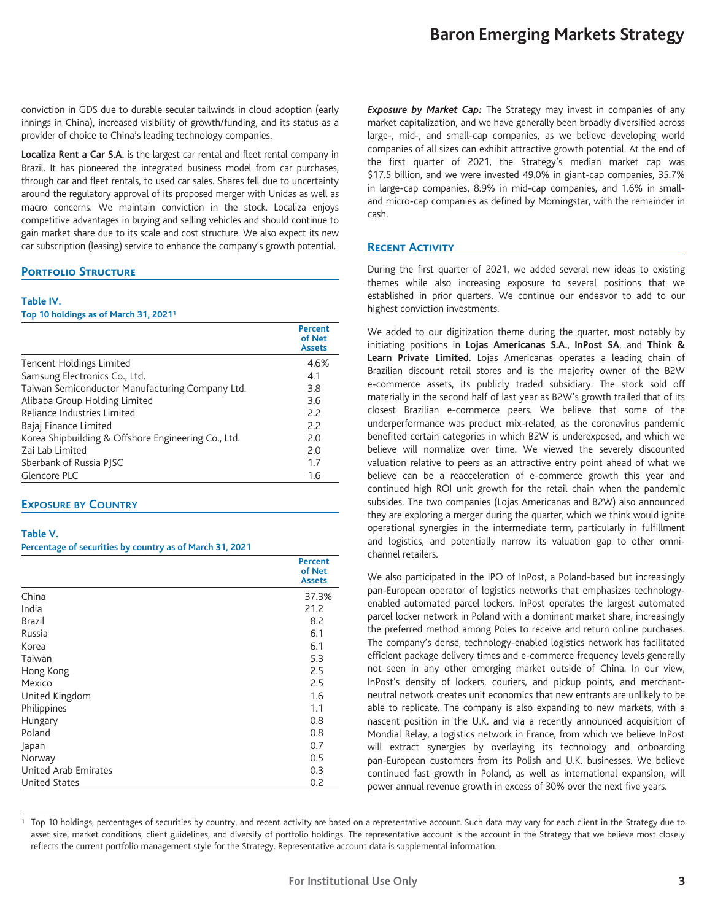conviction in GDS due to durable secular tailwinds in cloud adoption (early innings in China), increased visibility of growth/funding, and its status as a provider of choice to China's leading technology companies.

**Localiza Rent a Car S.A.** is the largest car rental and fleet rental company in Brazil. It has pioneered the integrated business model from car purchases, through car and fleet rentals, to used car sales. Shares fell due to uncertainty around the regulatory approval of its proposed merger with Unidas as well as macro concerns. We maintain conviction in the stock. Localiza enjoys competitive advantages in buying and selling vehicles and should continue to gain market share due to its scale and cost structure. We also expect its new car subscription (leasing) service to enhance the company's growth potential.

## Portfolio Structure

**Table IV.**
**Top 10 holdings as of March 31, 2021[1]**

| | Percent of Net Assets |
|---|---|
| Tencent Holdings Limited | 4.6% |
| Samsung Electronics Co., Ltd. | 4.1 |
| Taiwan Semiconductor Manufacturing Company Ltd. | 3.8 |
| Alibaba Group Holding Limited | 3.6 |
| Reliance Industries Limited | 2.2 |
| Bajaj Finance Limited | 2.2 |
| Korea Shipbuilding & Offshore Engineering Co., Ltd. | 2.0 |
| Zai Lab Limited | 2.0 |
| Sberbank of Russia PJSC | 1.7 |
| Glencore PLC | 1.6 |

## Exposure by Country

**Table V.**
**Percentage of securities by country as of March 31, 2021**

| | Percent of Net Assets |
|---|---|
| China | 37.3% |
| India | 21.2 |
| Brazil | 8.2 |
| Russia | 6.1 |
| Korea | 6.1 |
| Taiwan | 5.3 |
| Hong Kong | 2.5 |
| Mexico | 2.5 |
| United Kingdom | 1.6 |
| Philippines | 1.1 |
| Hungary | 0.8 |
| Poland | 0.8 |
| Japan | 0.7 |
| Norway | 0.5 |
| United Arab Emirates | 0.3 |
| United States | 0.2 |

***Exposure by Market Cap:*** The Strategy may invest in companies of any market capitalization, and we have generally been broadly diversified across large-, mid-, and small-cap companies, as we believe developing world companies of all sizes can exhibit attractive growth potential. At the end of the first quarter of 2021, the Strategy's median market cap was $17.5 billion, and we were invested 49.0% in giant-cap companies, 35.7% in large-cap companies, 8.9% in mid-cap companies, and 1.6% in small- and micro-cap companies as defined by Morningstar, with the remainder in cash.

## Recent Activity

During the first quarter of 2021, we added several new ideas to existing themes while also increasing exposure to several positions that we established in prior quarters. We continue our endeavor to add to our highest conviction investments.

We added to our digitization theme during the quarter, most notably by initiating positions in **Lojas Americanas S.A.**, **InPost SA**, and **Think & Learn Private Limited**. Lojas Americanas operates a leading chain of Brazilian discount retail stores and is the majority owner of the B2W e-commerce assets, its publicly traded subsidiary. The stock sold off materially in the second half of last year as B2W's growth trailed that of its closest Brazilian e-commerce peers. We believe that some of the underperformance was product mix-related, as the coronavirus pandemic benefited certain categories in which B2W is underexposed, and which we believe will normalize over time. We viewed the severely discounted valuation relative to peers as an attractive entry point ahead of what we believe can be a reacceleration of e-commerce growth this year and continued high ROI unit growth for the retail chain when the pandemic subsides. The two companies (Lojas Americanas and B2W) also announced they are exploring a merger during the quarter, which we think would ignite operational synergies in the intermediate term, particularly in fulfillment and logistics, and potentially narrow its valuation gap to other omni-channel retailers.

We also participated in the IPO of InPost, a Poland-based but increasingly pan-European operator of logistics networks that emphasizes technology-enabled automated parcel lockers. InPost operates the largest automated parcel locker network in Poland with a dominant market share, increasingly the preferred method among Poles to receive and return online purchases. The company's dense, technology-enabled logistics network has facilitated efficient package delivery times and e-commerce frequency levels generally not seen in any other emerging market outside of China. In our view, InPost's density of lockers, couriers, and pickup points, and merchant-neutral network creates unit economics that new entrants are unlikely to be able to replicate. The company is also expanding to new markets, with a nascent position in the U.K. and via a recently announced acquisition of Mondial Relay, a logistics network in France, from which we believe InPost will extract synergies by overlaying its technology and onboarding pan-European customers from its Polish and U.K. businesses. We believe continued fast growth in Poland, as well as international expansion, will power annual revenue growth in excess of 30% over the next five years.

[1] Top 10 holdings, percentages of securities by country, and recent activity are based on a representative account. Such data may vary for each client in the Strategy due to asset size, market conditions, client guidelines, and diversify of portfolio holdings. The representative account is the account in the Strategy that we believe most closely reflects the current portfolio management style for the Strategy. Representative account data is supplemental information.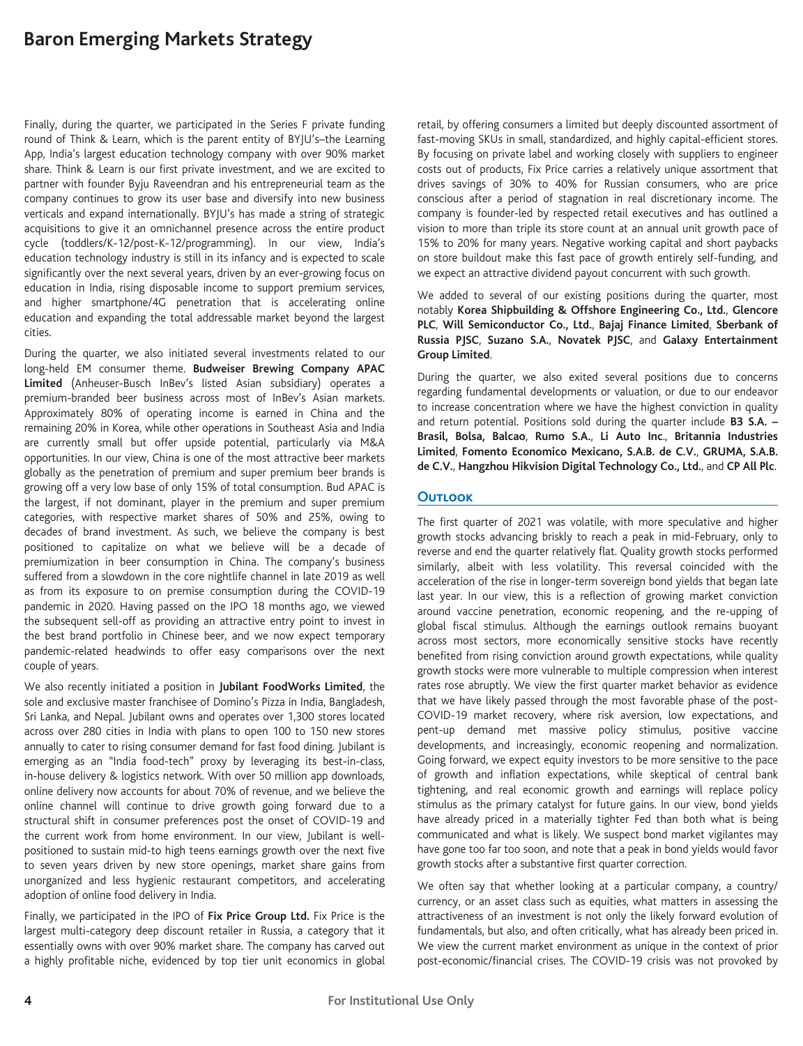Finally, during the quarter, we participated in the Series F private funding round of Think & Learn, which is the parent entity of BYJU's–the Learning App, India's largest education technology company with over 90% market share. Think & Learn is our first private investment, and we are excited to partner with founder Byju Raveendran and his entrepreneurial team as the company continues to grow its user base and diversify into new business verticals and expand internationally. BYJU's has made a string of strategic acquisitions to give it an omnichannel presence across the entire product cycle (toddlers/K-12/post-K-12/programming). In our view, India's education technology industry is still in its infancy and is expected to scale significantly over the next several years, driven by an ever-growing focus on education in India, rising disposable income to support premium services, and higher smartphone/4G penetration that is accelerating online education and expanding the total addressable market beyond the largest cities.

During the quarter, we also initiated several investments related to our long-held EM consumer theme. **Budweiser Brewing Company APAC Limited** (Anheuser-Busch InBev's listed Asian subsidiary) operates a premium-branded beer business across most of InBev's Asian markets. Approximately 80% of operating income is earned in China and the remaining 20% in Korea, while other operations in Southeast Asia and India are currently small but offer upside potential, particularly via M&A opportunities. In our view, China is one of the most attractive beer markets globally as the penetration of premium and super premium beer brands is growing off a very low base of only 15% of total consumption. Bud APAC is the largest, if not dominant, player in the premium and super premium categories, with respective market shares of 50% and 25%, owing to decades of brand investment. As such, we believe the company is best positioned to capitalize on what we believe will be a decade of premiumization in beer consumption in China. The company's business suffered from a slowdown in the core nightlife channel in late 2019 as well as from its exposure to on premise consumption during the COVID-19 pandemic in 2020. Having passed on the IPO 18 months ago, we viewed the subsequent sell-off as providing an attractive entry point to invest in the best brand portfolio in Chinese beer, and we now expect temporary pandemic-related headwinds to offer easy comparisons over the next couple of years.

We also recently initiated a position in **Jubilant FoodWorks Limited**, the sole and exclusive master franchisee of Domino's Pizza in India, Bangladesh, Sri Lanka, and Nepal. Jubilant owns and operates over 1,300 stores located across over 280 cities in India with plans to open 100 to 150 new stores annually to cater to rising consumer demand for fast food dining. Jubilant is emerging as an "India food-tech" proxy by leveraging its best-in-class, in-house delivery & logistics network. With over 50 million app downloads, online delivery now accounts for about 70% of revenue, and we believe the online channel will continue to drive growth going forward due to a structural shift in consumer preferences post the onset of COVID-19 and the current work from home environment. In our view, Jubilant is well-positioned to sustain mid-to high teens earnings growth over the next five to seven years driven by new store openings, market share gains from unorganized and less hygienic restaurant competitors, and accelerating adoption of online food delivery in India.

Finally, we participated in the IPO of **Fix Price Group Ltd.** Fix Price is the largest multi-category deep discount retailer in Russia, a category that it essentially owns with over 90% market share. The company has carved out a highly profitable niche, evidenced by top tier unit economics in global retail, by offering consumers a limited but deeply discounted assortment of fast-moving SKUs in small, standardized, and highly capital-efficient stores. By focusing on private label and working closely with suppliers to engineer costs out of products, Fix Price carries a relatively unique assortment that drives savings of 30% to 40% for Russian consumers, who are price conscious after a period of stagnation in real discretionary income. The company is founder-led by respected retail executives and has outlined a vision to more than triple its store count at an annual unit growth pace of 15% to 20% for many years. Negative working capital and short paybacks on store buildout make this fast pace of growth entirely self-funding, and we expect an attractive dividend payout concurrent with such growth.

We added to several of our existing positions during the quarter, most notably **Korea Shipbuilding & Offshore Engineering Co., Ltd.**, **Glencore PLC**, **Will Semiconductor Co., Ltd.**, **Bajaj Finance Limited**, **Sberbank of Russia PJSC**, **Suzano S.A.**, **Novatek PJSC**, and **Galaxy Entertainment Group Limited**.

During the quarter, we also exited several positions due to concerns regarding fundamental developments or valuation, or due to our endeavor to increase concentration where we have the highest conviction in quality and return potential. Positions sold during the quarter include **B3 S.A. – Brasil, Bolsa, Balcao**, **Rumo S.A.**, **Li Auto Inc.**, **Britannia Industries Limited**, **Fomento Economico Mexicano, S.A.B. de C.V.**, **GRUMA, S.A.B. de C.V.**, **Hangzhou Hikvision Digital Technology Co., Ltd.**, and **CP All Plc**.

## Outlook

The first quarter of 2021 was volatile, with more speculative and higher growth stocks advancing briskly to reach a peak in mid-February, only to reverse and end the quarter relatively flat. Quality growth stocks performed similarly, albeit with less volatility. This reversal coincided with the acceleration of the rise in longer-term sovereign bond yields that began late last year. In our view, this is a reflection of growing market conviction around vaccine penetration, economic reopening, and the re-upping of global fiscal stimulus. Although the earnings outlook remains buoyant across most sectors, more economically sensitive stocks have recently benefited from rising conviction around growth expectations, while quality growth stocks were more vulnerable to multiple compression when interest rates rose abruptly. We view the first quarter market behavior as evidence that we have likely passed through the most favorable phase of the post-COVID-19 market recovery, where risk aversion, low expectations, and pent-up demand met massive policy stimulus, positive vaccine developments, and increasingly, economic reopening and normalization. Going forward, we expect equity investors to be more sensitive to the pace of growth and inflation expectations, while skeptical of central bank tightening, and real economic growth and earnings will replace policy stimulus as the primary catalyst for future gains. In our view, bond yields have already priced in a materially tighter Fed than both what is being communicated and what is likely. We suspect bond market vigilantes may have gone too far too soon, and note that a peak in bond yields would favor growth stocks after a substantive first quarter correction.

We often say that whether looking at a particular company, a country/currency, or an asset class such as equities, what matters in assessing the attractiveness of an investment is not only the likely forward evolution of fundamentals, but also, and often critically, what has already been priced in. We view the current market environment as unique in the context of prior post-economic/financial crises. The COVID-19 crisis was not provoked by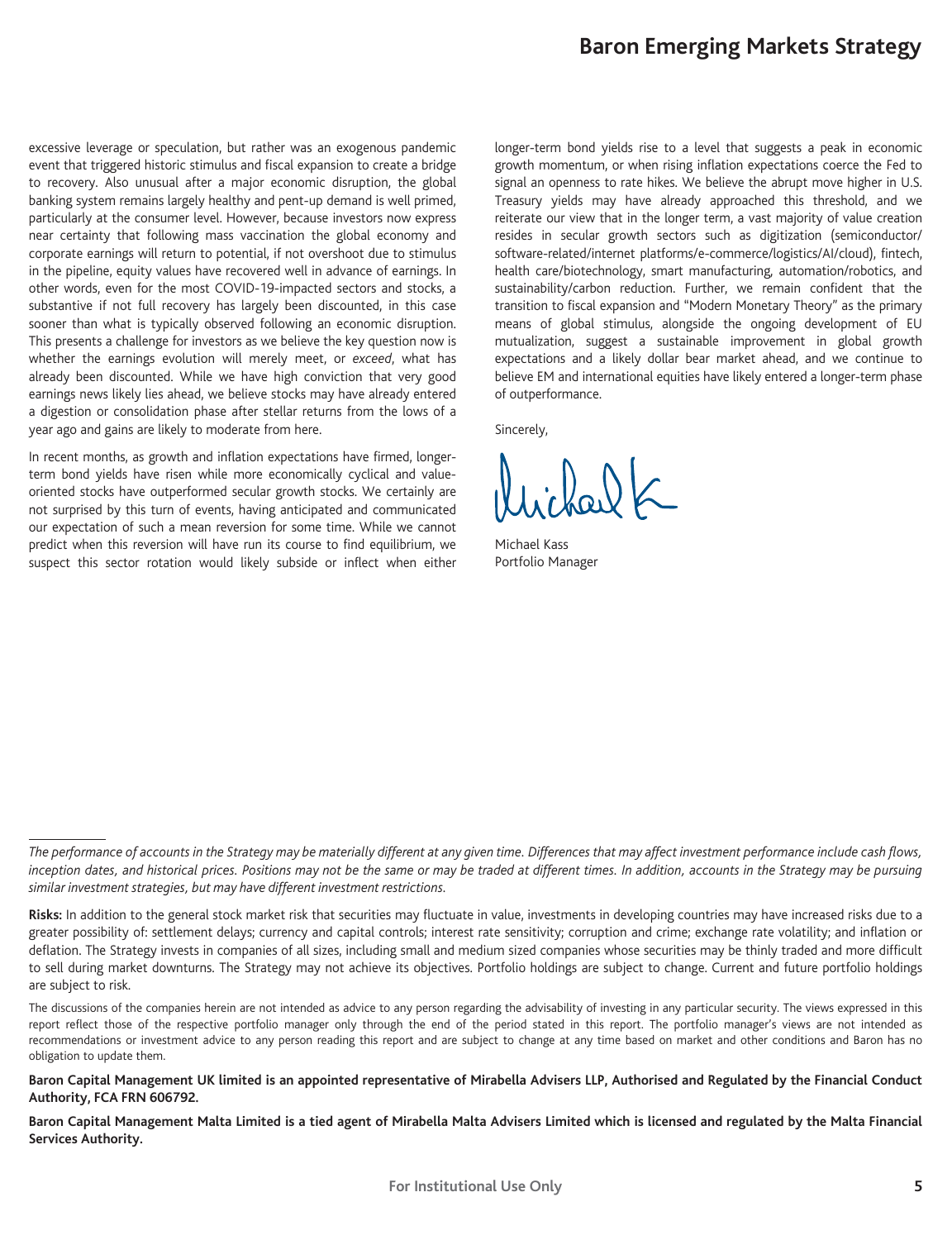excessive leverage or speculation, but rather was an exogenous pandemic event that triggered historic stimulus and fiscal expansion to create a bridge to recovery. Also unusual after a major economic disruption, the global banking system remains largely healthy and pent-up demand is well primed, particularly at the consumer level. However, because investors now express near certainty that following mass vaccination the global economy and corporate earnings will return to potential, if not overshoot due to stimulus in the pipeline, equity values have recovered well in advance of earnings. In other words, even for the most COVID-19-impacted sectors and stocks, a substantive if not full recovery has largely been discounted, in this case sooner than what is typically observed following an economic disruption. This presents a challenge for investors as we believe the key question now is whether the earnings evolution will merely meet, or *exceed*, what has already been discounted. While we have high conviction that very good earnings news likely lies ahead, we believe stocks may have already entered a digestion or consolidation phase after stellar returns from the lows of a year ago and gains are likely to moderate from here.

In recent months, as growth and inflation expectations have firmed, longer-term bond yields have risen while more economically cyclical and value-oriented stocks have outperformed secular growth stocks. We certainly are not surprised by this turn of events, having anticipated and communicated our expectation of such a mean reversion for some time. While we cannot predict when this reversion will have run its course to find equilibrium, we suspect this sector rotation would likely subside or inflect when either longer-term bond yields rise to a level that suggests a peak in economic growth momentum, or when rising inflation expectations coerce the Fed to signal an openness to rate hikes. We believe the abrupt move higher in U.S. Treasury yields may have already approached this threshold, and we reiterate our view that in the longer term, a vast majority of value creation resides in secular growth sectors such as digitization (semiconductor/software-related/internet platforms/e-commerce/logistics/AI/cloud), fintech, health care/biotechnology, smart manufacturing, automation/robotics, and sustainability/carbon reduction. Further, we remain confident that the transition to fiscal expansion and "Modern Monetary Theory" as the primary means of global stimulus, alongside the ongoing development of EU mutualization, suggest a sustainable improvement in global growth expectations and a likely dollar bear market ahead, and we continue to believe EM and international equities have likely entered a longer-term phase of outperformance.

Sincerely,

Michael Kass
Portfolio Manager

---

*The performance of accounts in the Strategy may be materially different at any given time. Differences that may affect investment performance include cash flows, inception dates, and historical prices. Positions may not be the same or may be traded at different times. In addition, accounts in the Strategy may be pursuing similar investment strategies, but may have different investment restrictions.*

**Risks:** In addition to the general stock market risk that securities may fluctuate in value, investments in developing countries may have increased risks due to a greater possibility of: settlement delays; currency and capital controls; interest rate sensitivity; corruption and crime; exchange rate volatility; and inflation or deflation. The Strategy invests in companies of all sizes, including small and medium sized companies whose securities may be thinly traded and more difficult to sell during market downturns. The Strategy may not achieve its objectives. Portfolio holdings are subject to change. Current and future portfolio holdings are subject to risk.

The discussions of the companies herein are not intended as advice to any person regarding the advisability of investing in any particular security. The views expressed in this report reflect those of the respective portfolio manager only through the end of the period stated in this report. The portfolio manager's views are not intended as recommendations or investment advice to any person reading this report and are subject to change at any time based on market and other conditions and Baron has no obligation to update them.

**Baron Capital Management UK limited is an appointed representative of Mirabella Advisers LLP, Authorised and Regulated by the Financial Conduct Authority, FCA FRN 606792.**

**Baron Capital Management Malta Limited is a tied agent of Mirabella Malta Advisers Limited which is licensed and regulated by the Malta Financial Services Authority.**

For Institutional Use Only